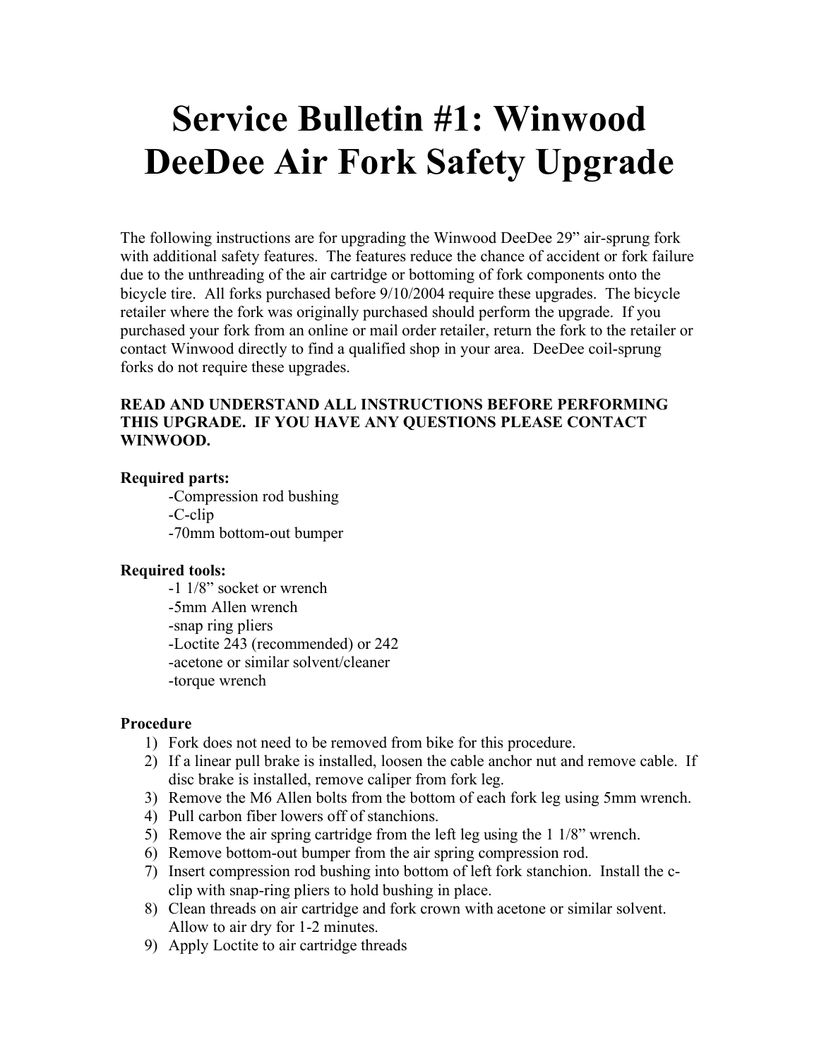# Service Bulletin #1: Winwood DeeDee Air Fork Safety Upgrade

The following instructions are for upgrading the Winwood DeeDee 29” air-sprung fork with additional safety features. The features reduce the chance of accident or fork failure due to the unthreading of the air cartridge or bottoming of fork components onto the bicycle tire. All forks purchased before 9/10/2004 require these upgrades. The bicycle retailer where the fork was originally purchased should perform the upgrade. If you purchased your fork from an online or mail order retailer, return the fork to the retailer or contact Winwood directly to find a qualified shop in your area. DeeDee coil-sprung forks do not require these upgrades.

**READ AND UNDERSTAND ALL INSTRUCTIONS BEFORE PERFORMING THIS UPGRADE. IF YOU HAVE ANY QUESTIONS PLEASE CONTACT WINWOOD.**

**Required parts:**

- -Compression rod bushing
- -C-clip
- -70mm bottom-out bumper

**Required tools:**

- -1 1/8” socket or wrench
- -5mm Allen wrench
- -snap ring pliers
- -Loctite 243 (recommended) or 242
- -acetone or similar solvent/cleaner
- -torque wrench

**Procedure**

1) Fork does not need to be removed from bike for this procedure.
2) If a linear pull brake is installed, loosen the cable anchor nut and remove cable. If disc brake is installed, remove caliper from fork leg.
3) Remove the M6 Allen bolts from the bottom of each fork leg using 5mm wrench.
4) Pull carbon fiber lowers off of stanchions.
5) Remove the air spring cartridge from the left leg using the 1 1/8” wrench.
6) Remove bottom-out bumper from the air spring compression rod.
7) Insert compression rod bushing into bottom of left fork stanchion. Install the c-clip with snap-ring pliers to hold bushing in place.
8) Clean threads on air cartridge and fork crown with acetone or similar solvent. Allow to air dry for 1-2 minutes.
9) Apply Loctite to air cartridge threads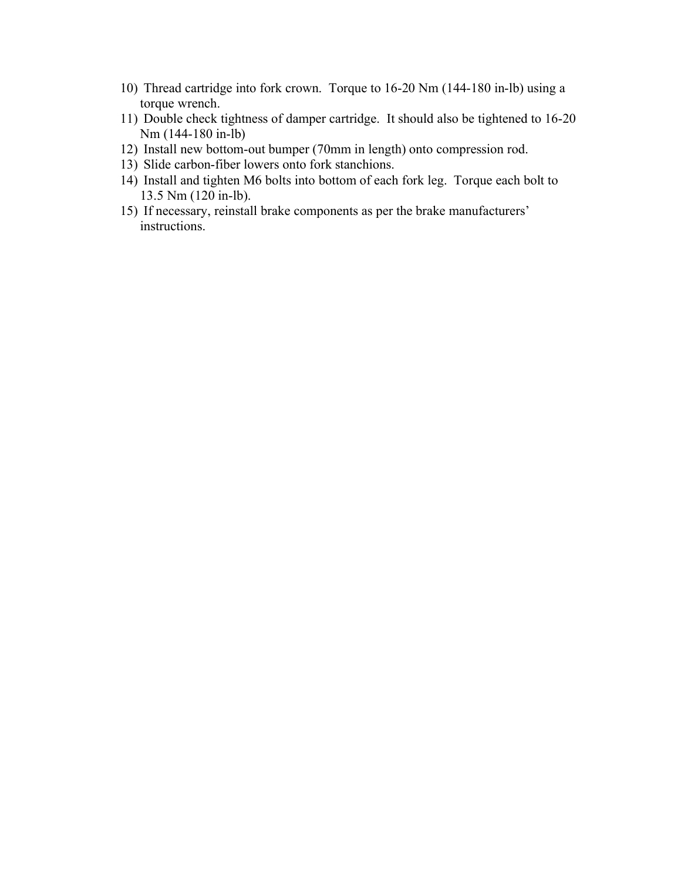10) Thread cartridge into fork crown. Torque to 16-20 Nm (144-180 in-lb) using a torque wrench.
11) Double check tightness of damper cartridge. It should also be tightened to 16-20 Nm (144-180 in-lb)
12) Install new bottom-out bumper (70mm in length) onto compression rod.
13) Slide carbon-fiber lowers onto fork stanchions.
14) Install and tighten M6 bolts into bottom of each fork leg. Torque each bolt to 13.5 Nm (120 in-lb).
15) If necessary, reinstall brake components as per the brake manufacturers' instructions.